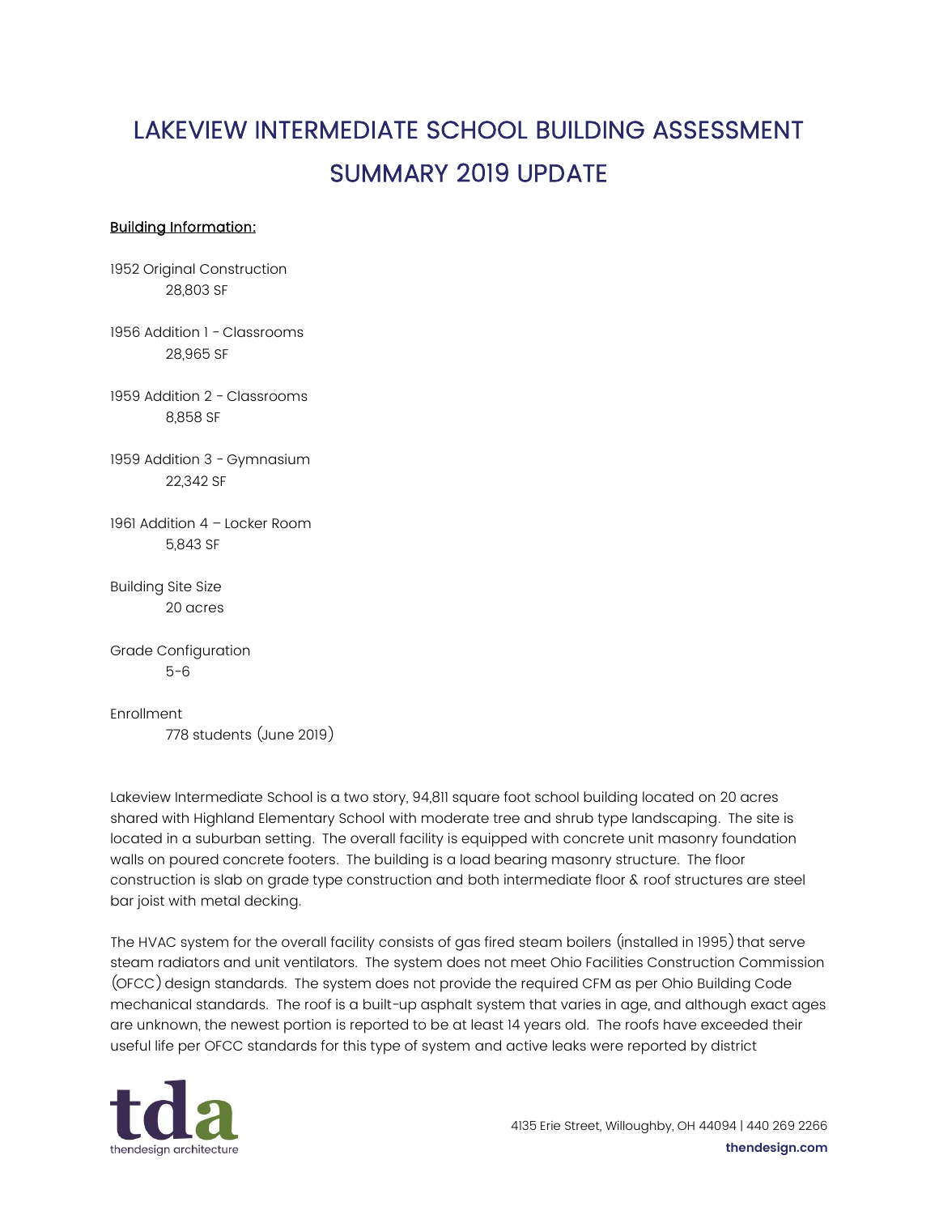# LAKEVIEW INTERMEDIATE SCHOOL BUILDING ASSESSMENT SUMMARY 2019 UPDATE

**Building Information:**

1952 Original Construction
    28,803 SF

1956 Addition 1 - Classrooms
    28,965 SF

1959 Addition 2 - Classrooms
    8,858 SF

1959 Addition 3 - Gymnasium
    22,342 SF

1961 Addition 4 – Locker Room
    5,843 SF

Building Site Size
    20 acres

Grade Configuration
    5-6

Enrollment
    778 students (June 2019)

Lakeview Intermediate School is a two story, 94,811 square foot school building located on 20 acres shared with Highland Elementary School with moderate tree and shrub type landscaping. The site is located in a suburban setting. The overall facility is equipped with concrete unit masonry foundation walls on poured concrete footers. The building is a load bearing masonry structure. The floor construction is slab on grade type construction and both intermediate floor & roof structures are steel bar joist with metal decking.

The HVAC system for the overall facility consists of gas fired steam boilers (installed in 1995) that serve steam radiators and unit ventilators. The system does not meet Ohio Facilities Construction Commission (OFCC) design standards. The system does not provide the required CFM as per Ohio Building Code mechanical standards. The roof is a built-up asphalt system that varies in age, and although exact ages are unknown, the newest portion is reported to be at least 14 years old. The roofs have exceeded their useful life per OFCC standards for this type of system and active leaks were reported by district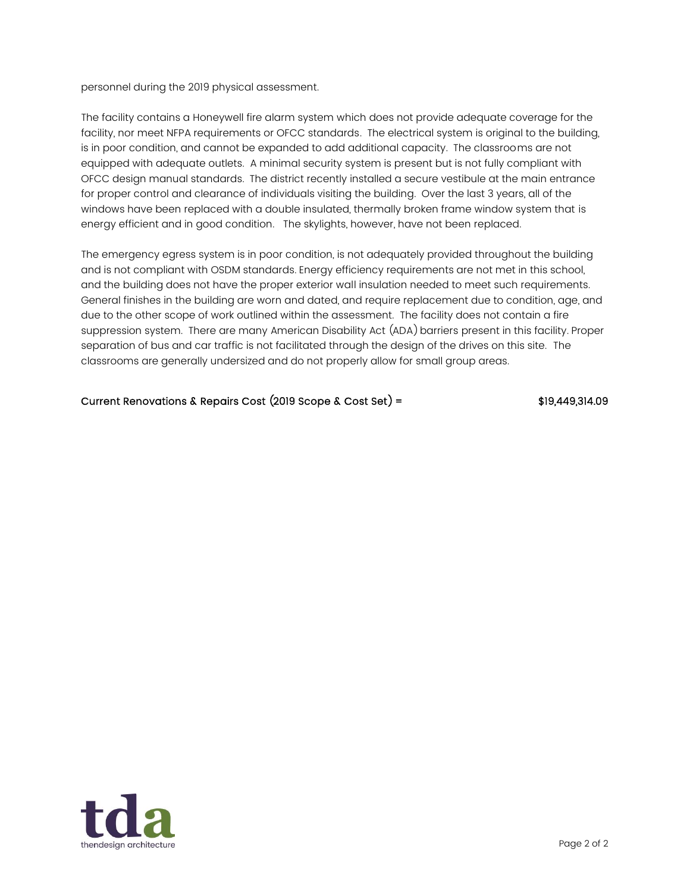personnel during the 2019 physical assessment.

The facility contains a Honeywell fire alarm system which does not provide adequate coverage for the facility, nor meet NFPA requirements or OFCC standards. The electrical system is original to the building, is in poor condition, and cannot be expanded to add additional capacity. The classrooms are not equipped with adequate outlets. A minimal security system is present but is not fully compliant with OFCC design manual standards. The district recently installed a secure vestibule at the main entrance for proper control and clearance of individuals visiting the building. Over the last 3 years, all of the windows have been replaced with a double insulated, thermally broken frame window system that is energy efficient and in good condition. The skylights, however, have not been replaced.

The emergency egress system is in poor condition, is not adequately provided throughout the building and is not compliant with OSDM standards. Energy efficiency requirements are not met in this school, and the building does not have the proper exterior wall insulation needed to meet such requirements. General finishes in the building are worn and dated, and require replacement due to condition, age, and due to the other scope of work outlined within the assessment. The facility does not contain a fire suppression system. There are many American Disability Act (ADA) barriers present in this facility. Proper separation of bus and car traffic is not facilitated through the design of the drives on this site. The classrooms are generally undersized and do not properly allow for small group areas.

Current Renovations & Repairs Cost (2019 Scope & Cost Set) = $19,449,314.09